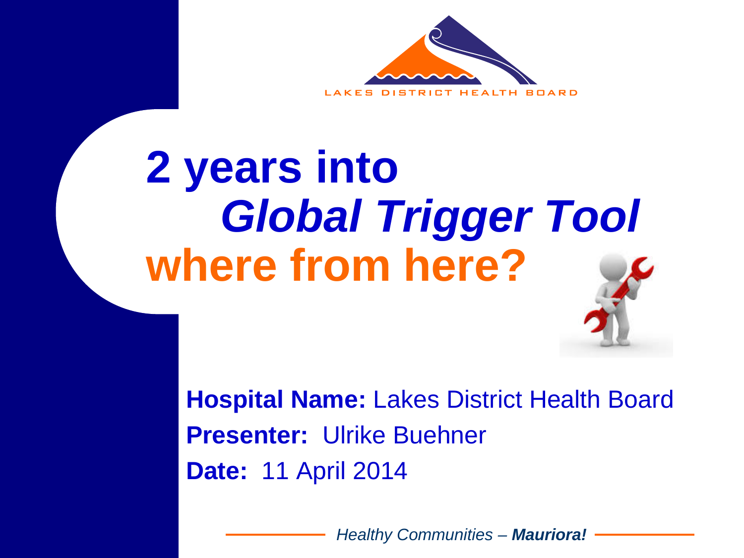LAKES DISTRICT HEALTH BOARD

# 2 years into *Global Trigger Tool* where from here?

**Hospital Name:** Lakes District Health Board

**Presenter:** Ulrike Buehner

**Date:** 11 April 2014

*Healthy Communities – **Mauriora!***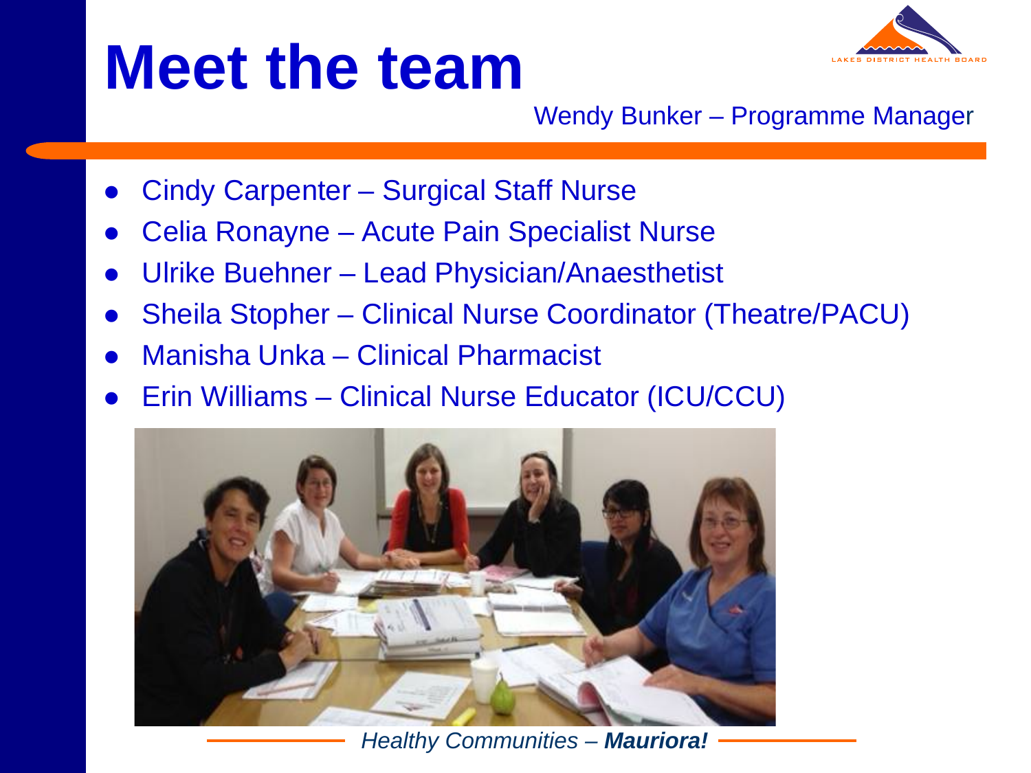# Meet the team

Wendy Bunker – Programme Manager

- Cindy Carpenter – Surgical Staff Nurse
- Celia Ronayne – Acute Pain Specialist Nurse
- Ulrike Buehner – Lead Physician/Anaesthetist
- Sheila Stopher – Clinical Nurse Coordinator (Theatre/PACU)
- Manisha Unka – Clinical Pharmacist
- Erin Williams – Clinical Nurse Educator (ICU/CCU)

*Healthy Communities – **Mauriora!***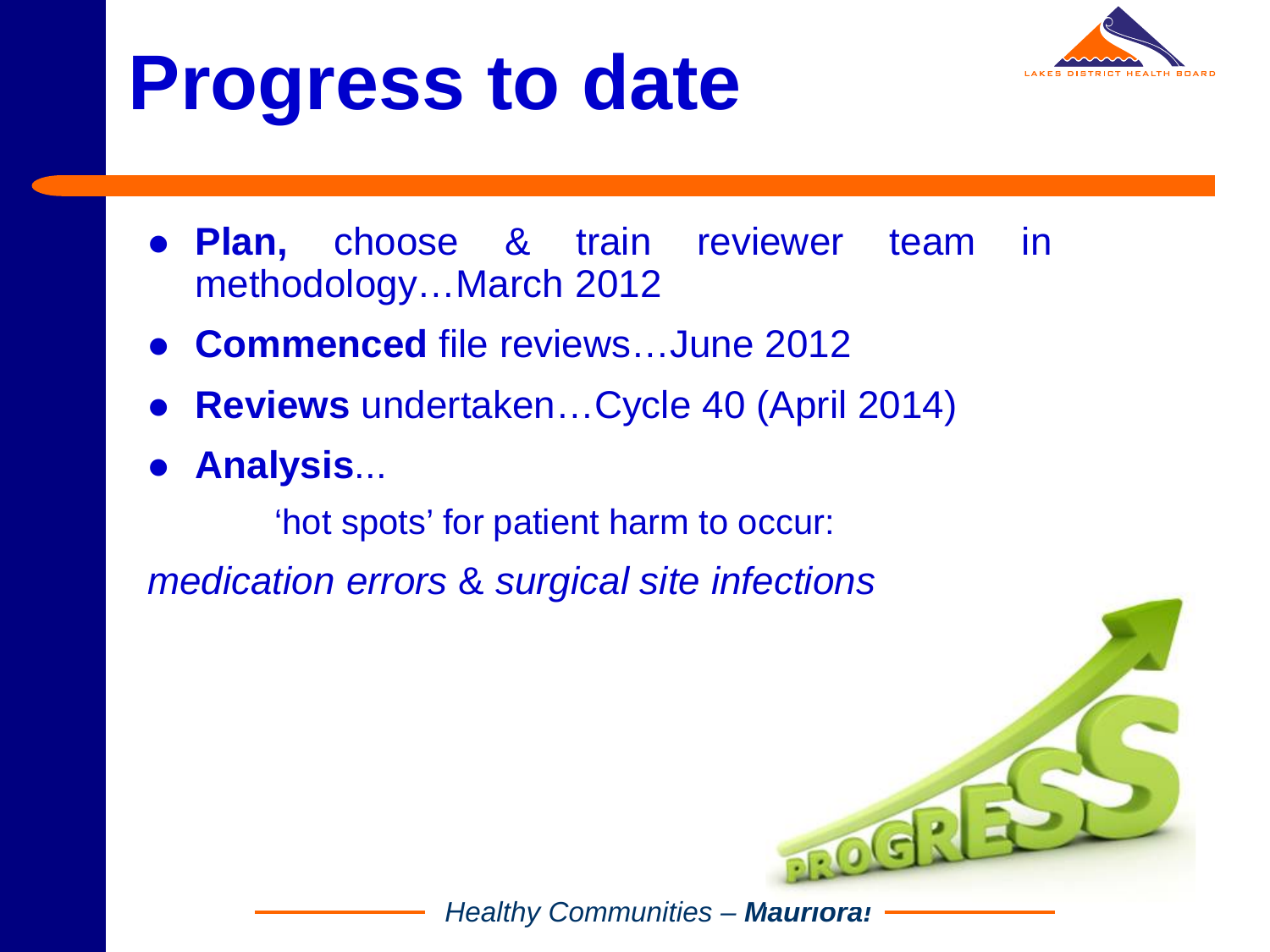# Progress to date

- **Plan,** choose & train reviewer team in methodology…March 2012
- **Commenced** file reviews…June 2012
- **Reviews** undertaken…Cycle 40 (April 2014)
- **Analysis**...

'hot spots' for patient harm to occur:

*medication errors & surgical site infections*

*Healthy Communities – **Mauriora!***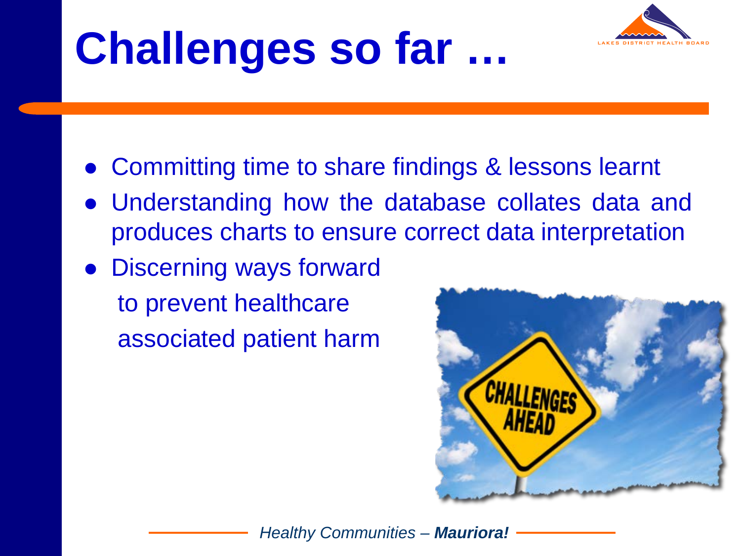# Challenges so far …

- Committing time to share findings & lessons learnt
- Understanding how the database collates data and produces charts to ensure correct data interpretation
- Discerning ways forward to prevent healthcare associated patient harm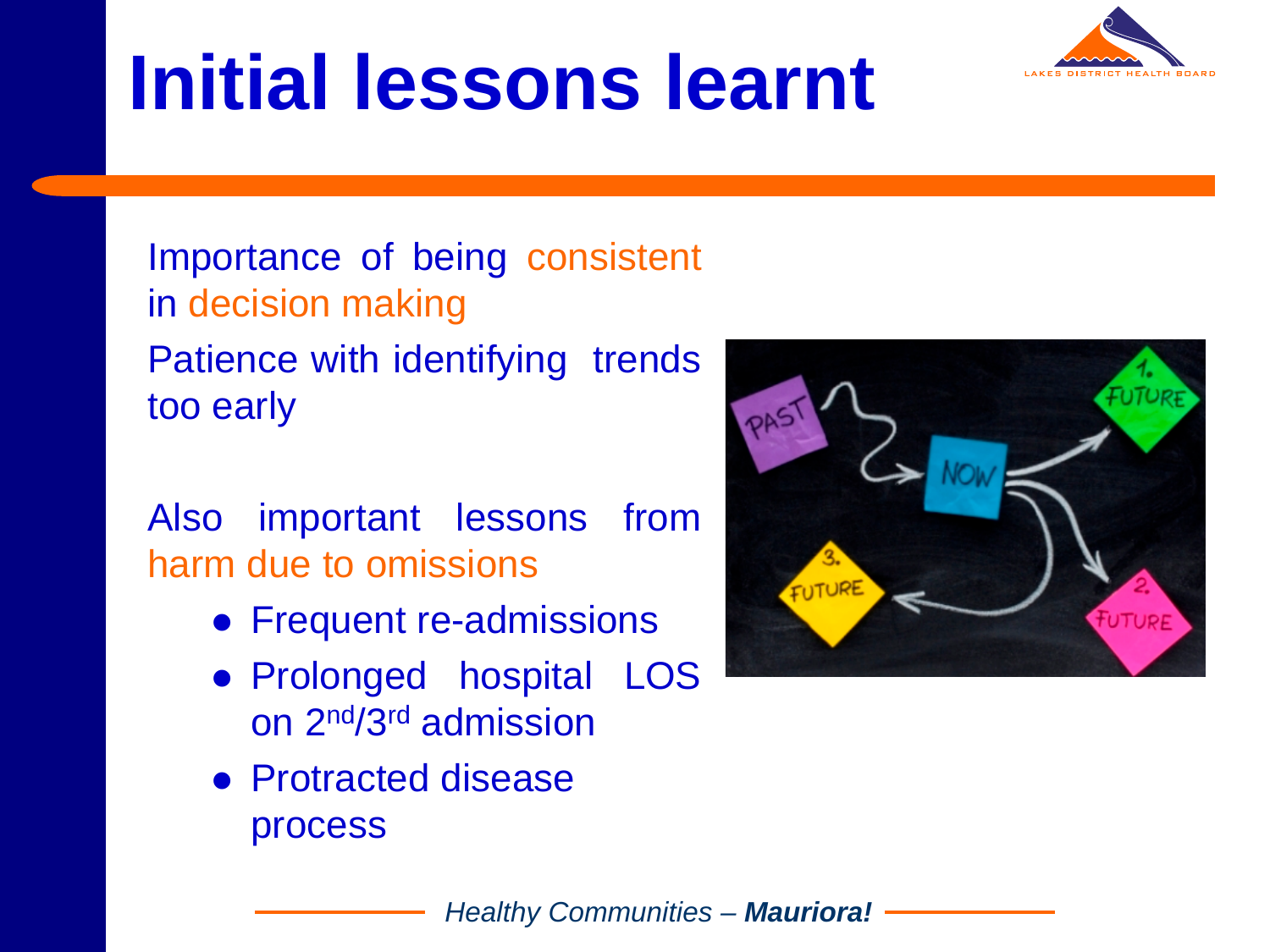# Initial lessons learnt

Importance of being consistent in decision making

Patience with identifying trends too early

Also important lessons from harm due to omissions

- Frequent re-admissions
- Prolonged hospital LOS on $2^{nd}$/$3^{rd}$ admission
- Protracted disease process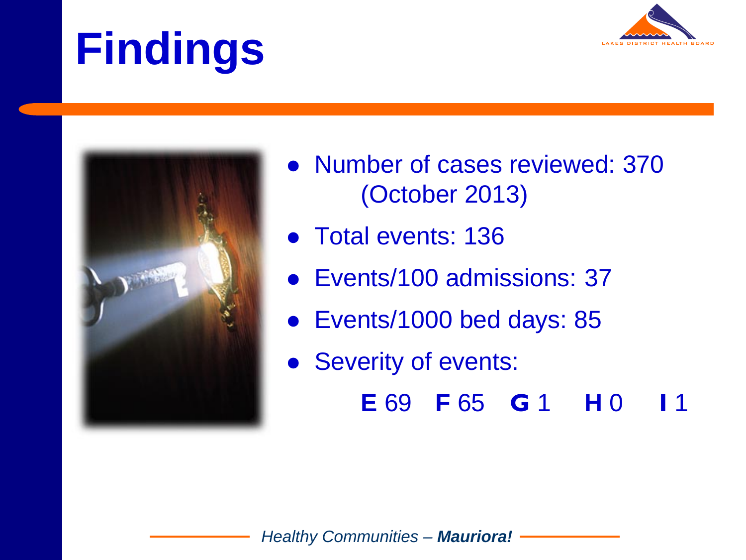# Findings

- Number of cases reviewed: 370 (October 2013)
- Total events: 136
- Events/100 admissions: 37
- Events/1000 bed days: 85
- Severity of events:

  **E** 69 **F** 65 **G** 1 **H** 0 **I** 1

*Healthy Communities – **Mauriora!***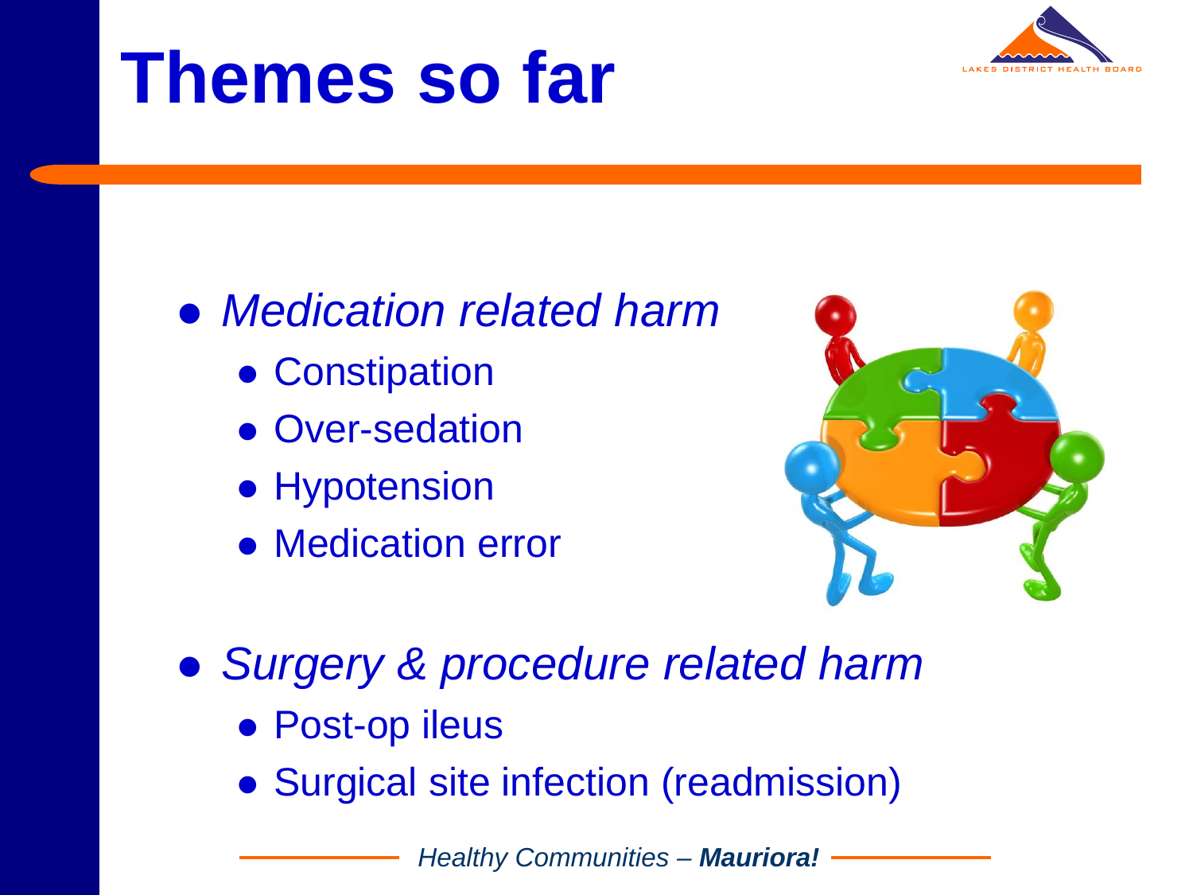# Themes so far

- *Medication related harm*
  - Constipation
  - Over-sedation
  - Hypotension
  - Medication error
- *Surgery & procedure related harm*
  - Post-op ileus
  - Surgical site infection (readmission)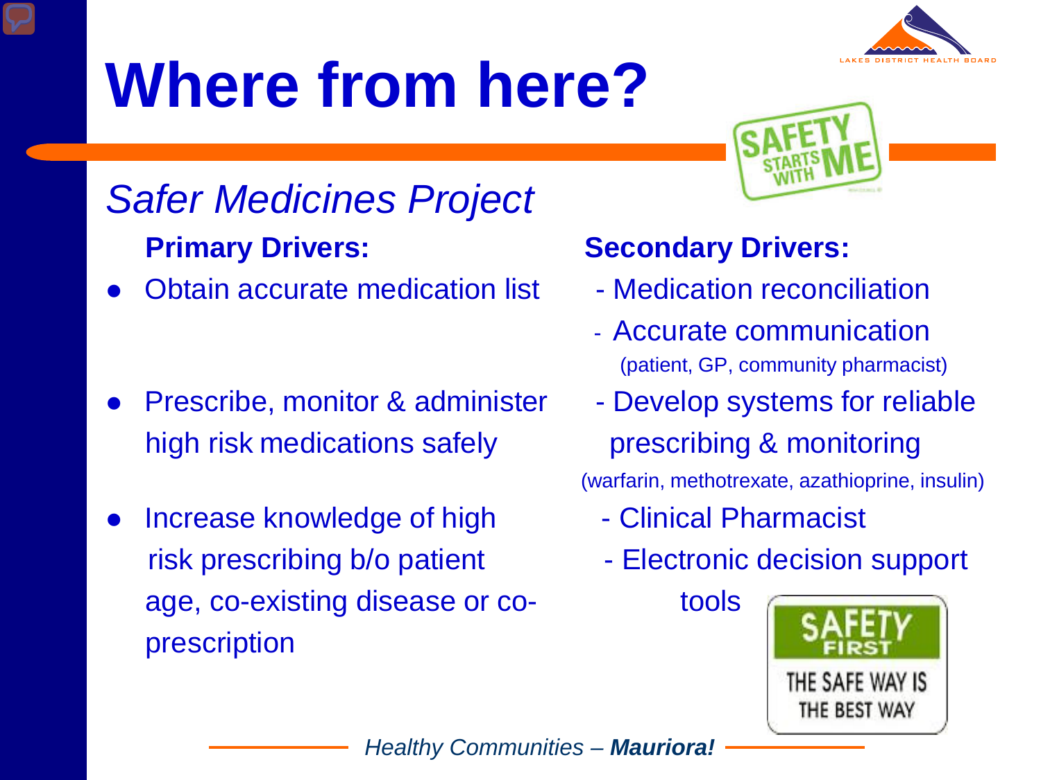# Where from here?

*Safer Medicines Project*

**Primary Drivers:**

- Obtain accurate medication list
- Prescribe, monitor & administer high risk medications safely
- Increase knowledge of high risk prescribing b/o patient age, co-existing disease or co-prescription

**Secondary Drivers:**

- Medication reconciliation
- Accurate communication (patient, GP, community pharmacist)
- Develop systems for reliable prescribing & monitoring (warfarin, methotrexate, azathioprine, insulin)
- Clinical Pharmacist
- Electronic decision support tools

SAFETY STARTS WITH ME

SAFETY FIRST
THE SAFE WAY IS THE BEST WAY

*Healthy Communities – **Mauriora!***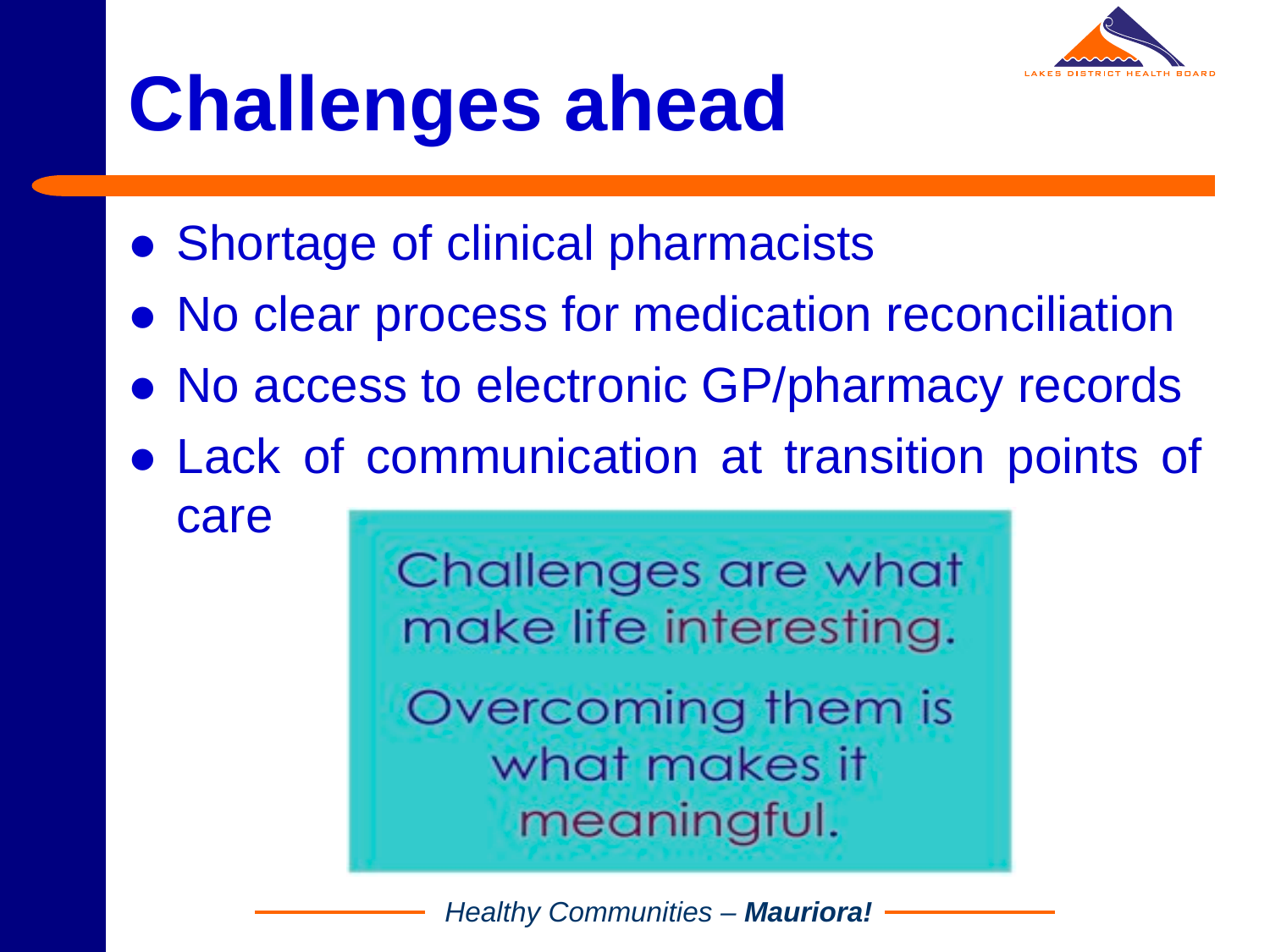# Challenges ahead

- Shortage of clinical pharmacists
- No clear process for medication reconciliation
- No access to electronic GP/pharmacy records
- Lack of communication at transition points of care

Challenges are what make life interesting.

Overcoming them is what makes it meaningful.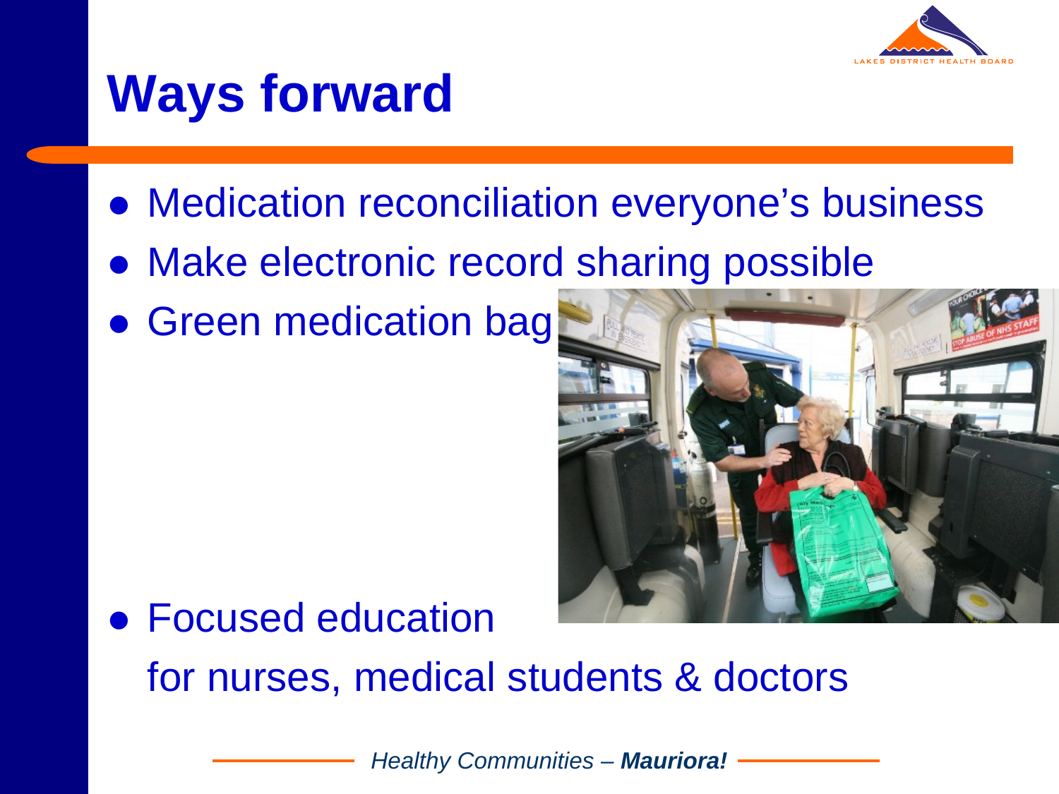# Ways forward

- Medication reconciliation everyone's business
- Make electronic record sharing possible
- Green medication bag
- Focused education

  for nurses, medical students & doctors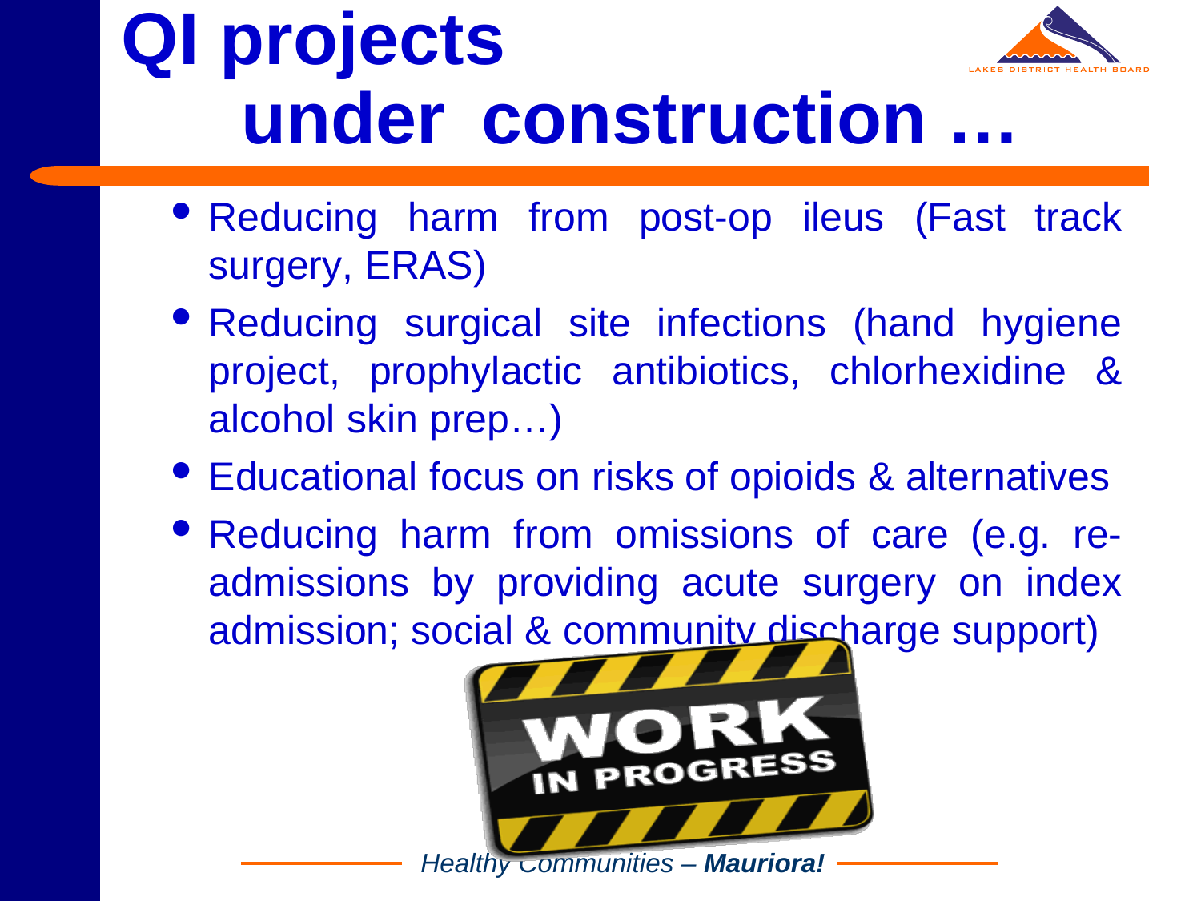# QI projects under construction …

- Reducing harm from post-op ileus (Fast track surgery, ERAS)
- Reducing surgical site infections (hand hygiene project, prophylactic antibiotics, chlorhexidine & alcohol skin prep…)
- Educational focus on risks of opioids & alternatives
- Reducing harm from omissions of care (e.g. re-admissions by providing acute surgery on index admission; social & community discharge support)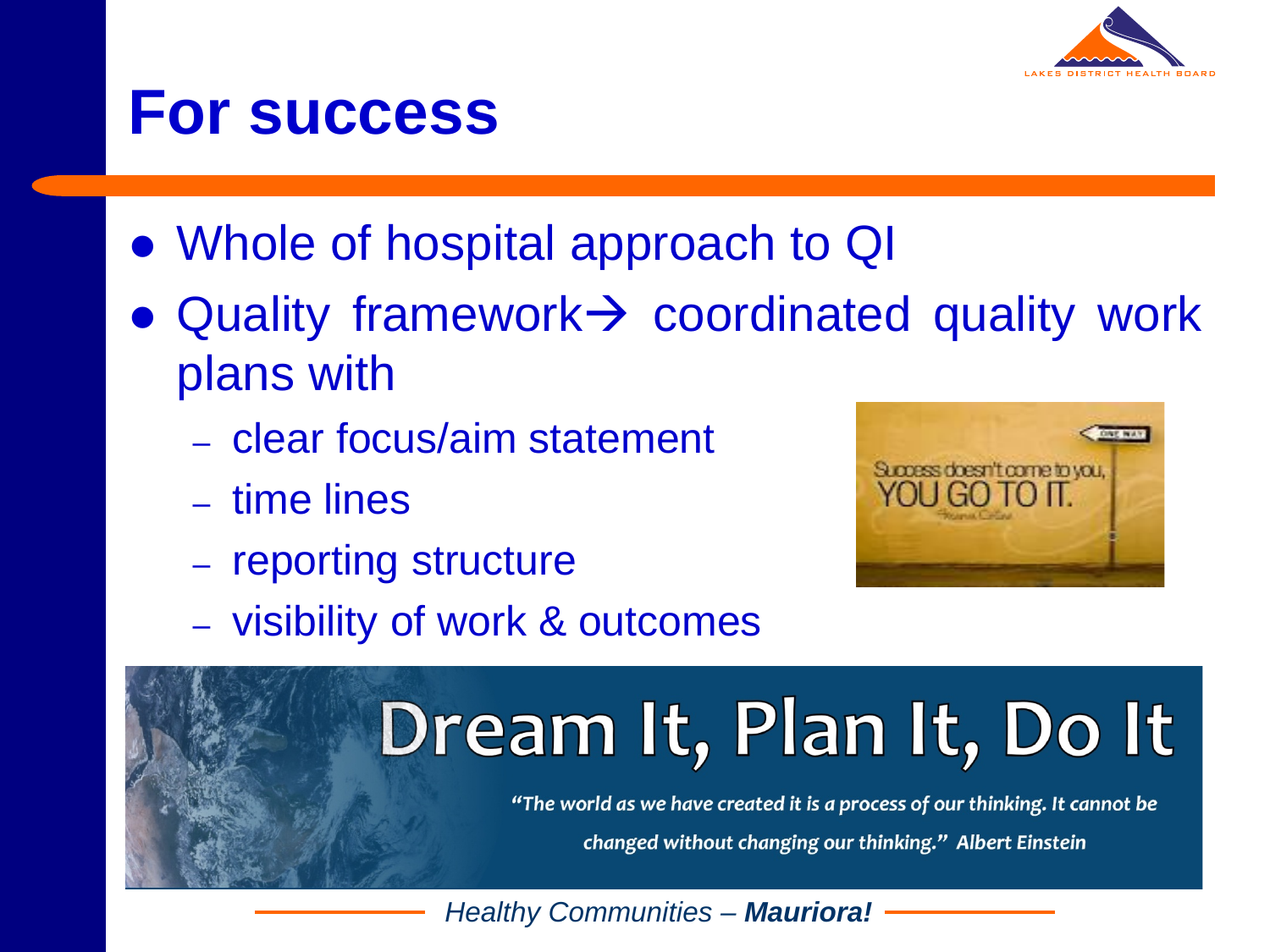# For success

- Whole of hospital approach to QI
- Quality framework→ coordinated quality work plans with
  - clear focus/aim statement
  - time lines
  - reporting structure
  - visibility of work & outcomes

Success doesn't come to you, YOU GO TO IT.

Dream It, Plan It, Do It

*"The world as we have created it is a process of our thinking. It cannot be changed without changing our thinking." Albert Einstein*

*Healthy Communities – **Mauriora!***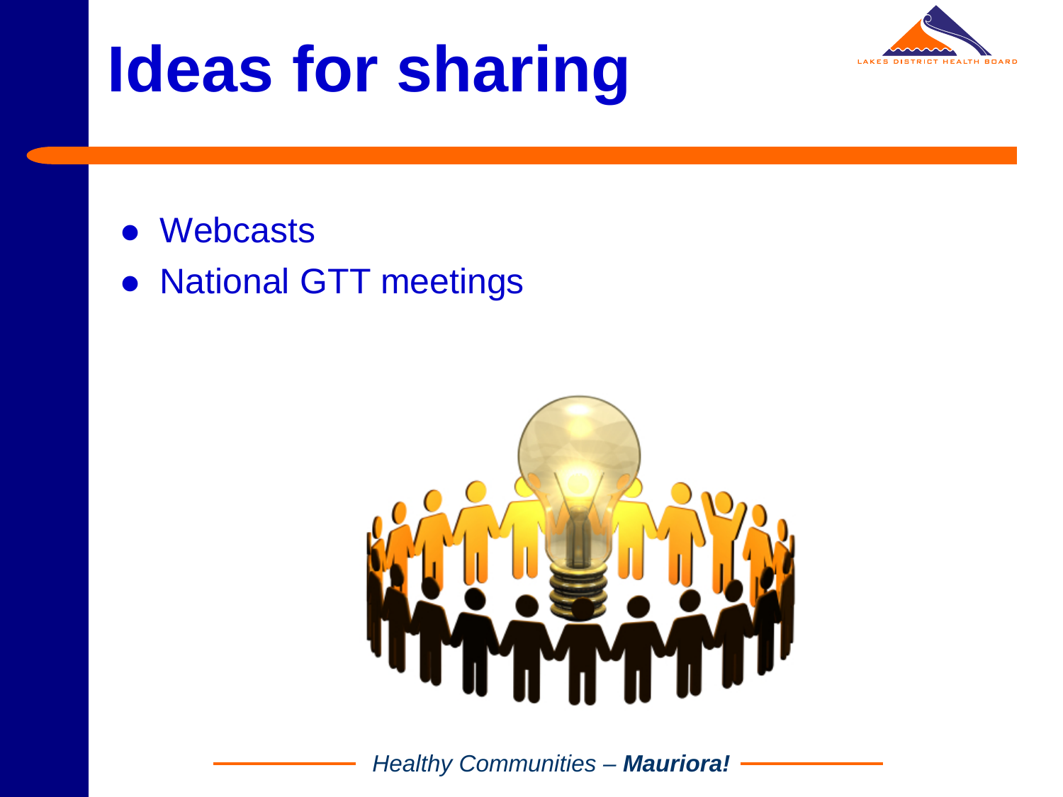# Ideas for sharing

- Webcasts
- National GTT meetings